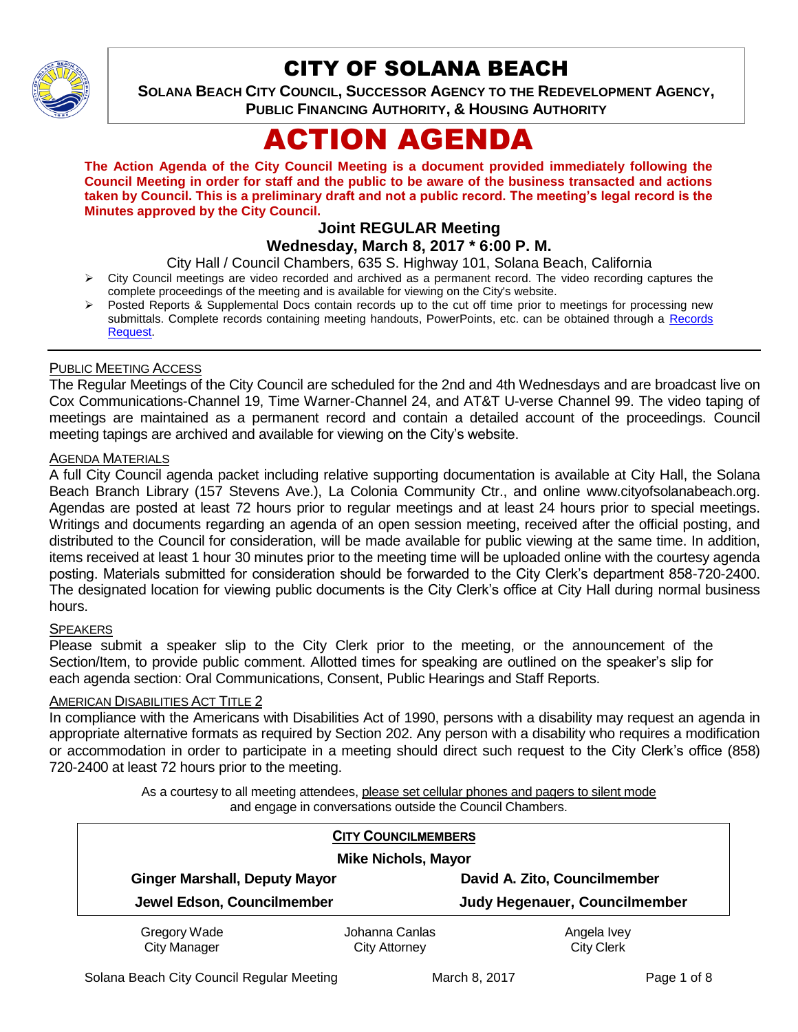# CITY OF SOLANA BEACH

**SOLANA BEACH CITY COUNCIL, SUCCESSOR AGENCY TO THE REDEVELOPMENT AGENCY, PUBLIC FINANCING AUTHORITY, & HOUSING AUTHORITY**

# ACTION AGENDA

**The Action Agenda of the City Council Meeting is a document provided immediately following the Council Meeting in order for staff and the public to be aware of the business transacted and actions taken by Council. This is a preliminary draft and not a public record. The meeting's legal record is the Minutes approved by the City Council.**

### Joint REGULAR Meeting
### Wednesday, March 8, 2017 * 6:00 P. M.

City Hall / Council Chambers, 635 S. Highway 101, Solana Beach, California

- City Council meetings are video recorded and archived as a permanent record. The video recording captures the complete proceedings of the meeting and is available for viewing on the City's website.
- Posted Reports & Supplemental Docs contain records up to the cut off time prior to meetings for processing new submittals. Complete records containing meeting handouts, PowerPoints, etc. can be obtained through a Records Request.

---

PUBLIC MEETING ACCESS

The Regular Meetings of the City Council are scheduled for the 2nd and 4th Wednesdays and are broadcast live on Cox Communications-Channel 19, Time Warner-Channel 24, and AT&T U-verse Channel 99. The video taping of meetings are maintained as a permanent record and contain a detailed account of the proceedings. Council meeting tapings are archived and available for viewing on the City's website.

AGENDA MATERIALS

A full City Council agenda packet including relative supporting documentation is available at City Hall, the Solana Beach Branch Library (157 Stevens Ave.), La Colonia Community Ctr., and online www.cityofsolanabeach.org. Agendas are posted at least 72 hours prior to regular meetings and at least 24 hours prior to special meetings. Writings and documents regarding an agenda of an open session meeting, received after the official posting, and distributed to the Council for consideration, will be made available for public viewing at the same time. In addition, items received at least 1 hour 30 minutes prior to the meeting time will be uploaded online with the courtesy agenda posting. Materials submitted for consideration should be forwarded to the City Clerk's department 858-720-2400. The designated location for viewing public documents is the City Clerk's office at City Hall during normal business hours.

SPEAKERS

Please submit a speaker slip to the City Clerk prior to the meeting, or the announcement of the Section/Item, to provide public comment. Allotted times for speaking are outlined on the speaker's slip for each agenda section: Oral Communications, Consent, Public Hearings and Staff Reports.

AMERICAN DISABILITIES ACT TITLE 2

In compliance with the Americans with Disabilities Act of 1990, persons with a disability may request an agenda in appropriate alternative formats as required by Section 202. Any person with a disability who requires a modification or accommodation in order to participate in a meeting should direct such request to the City Clerk's office (858) 720-2400 at least 72 hours prior to the meeting.

As a courtesy to all meeting attendees, please set cellular phones and pagers to silent mode and engage in conversations outside the Council Chambers.

**CITY COUNCILMEMBERS**

**Mike Nichols, Mayor**

| | |
|---|---|
| **Ginger Marshall, Deputy Mayor** | **David A. Zito, Councilmember** |
| **Jewel Edson, Councilmember** | **Judy Hegenauer, Councilmember** |

| Gregory Wade | Johanna Canlas | Angela Ivey |
|---|---|---|
| City Manager | City Attorney | City Clerk |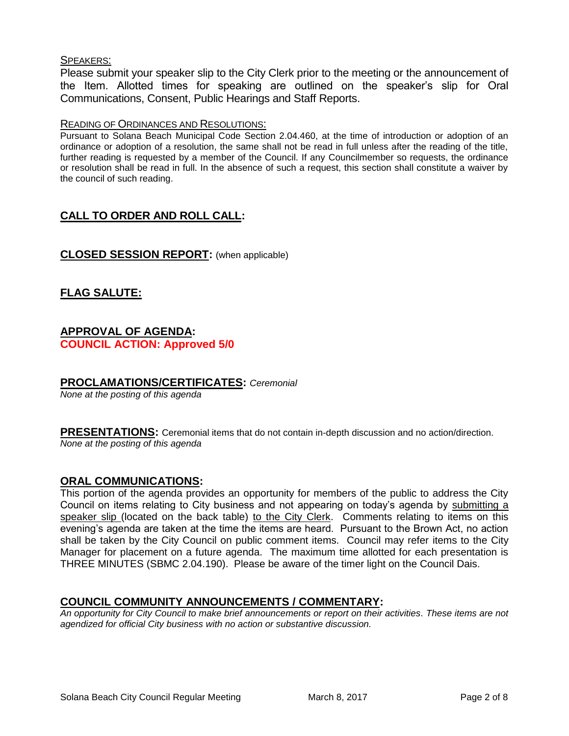SPEAKERS:

Please submit your speaker slip to the City Clerk prior to the meeting or the announcement of the Item. Allotted times for speaking are outlined on the speaker's slip for Oral Communications, Consent, Public Hearings and Staff Reports.

READING OF ORDINANCES AND RESOLUTIONS:

Pursuant to Solana Beach Municipal Code Section 2.04.460, at the time of introduction or adoption of an ordinance or adoption of a resolution, the same shall not be read in full unless after the reading of the title, further reading is requested by a member of the Council. If any Councilmember so requests, the ordinance or resolution shall be read in full. In the absence of such a request, this section shall constitute a waiver by the council of such reading.

## CALL TO ORDER AND ROLL CALL:

## CLOSED SESSION REPORT: (when applicable)

## FLAG SALUTE:

## APPROVAL OF AGENDA:

**COUNCIL ACTION: Approved 5/0**

## PROCLAMATIONS/CERTIFICATES: *Ceremonial*

*None at the posting of this agenda*

## PRESENTATIONS: Ceremonial items that do not contain in-depth discussion and no action/direction.

*None at the posting of this agenda*

## ORAL COMMUNICATIONS:

This portion of the agenda provides an opportunity for members of the public to address the City Council on items relating to City business and not appearing on today's agenda by submitting a speaker slip (located on the back table) to the City Clerk. Comments relating to items on this evening's agenda are taken at the time the items are heard. Pursuant to the Brown Act, no action shall be taken by the City Council on public comment items. Council may refer items to the City Manager for placement on a future agenda. The maximum time allotted for each presentation is THREE MINUTES (SBMC 2.04.190). Please be aware of the timer light on the Council Dais.

## COUNCIL COMMUNITY ANNOUNCEMENTS / COMMENTARY:

*An opportunity for City Council to make brief announcements or report on their activities. These items are not agendized for official City business with no action or substantive discussion.*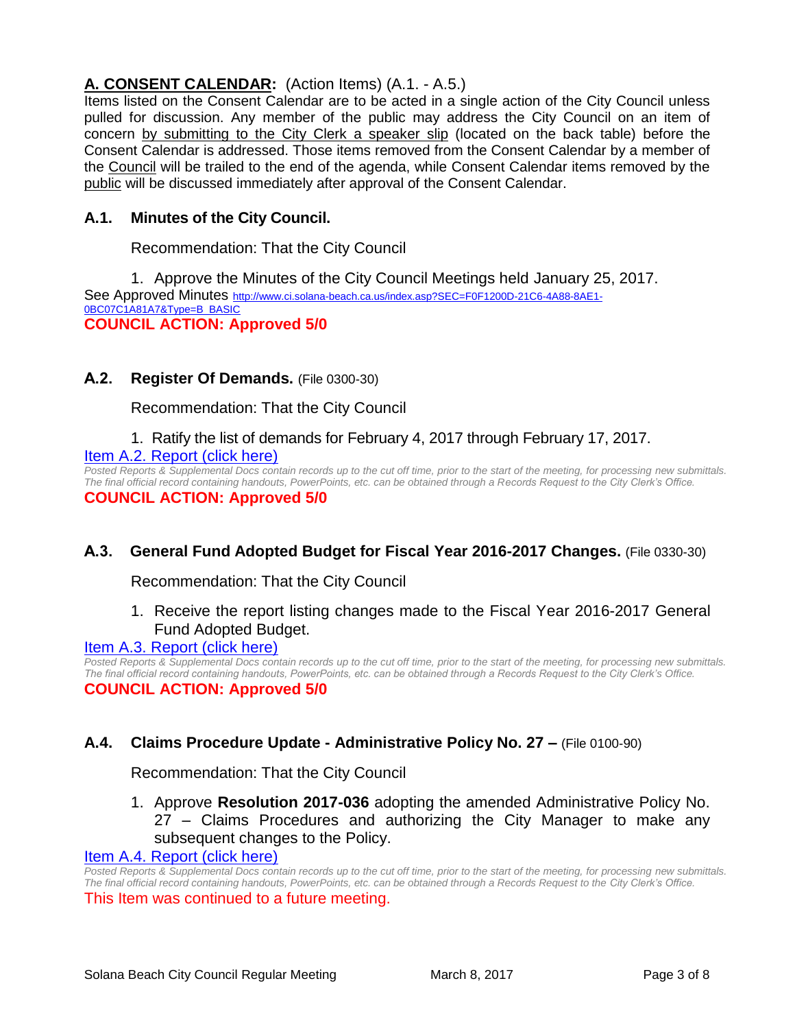## A. CONSENT CALENDAR: (Action Items) (A.1. - A.5.)

Items listed on the Consent Calendar are to be acted in a single action of the City Council unless pulled for discussion. Any member of the public may address the City Council on an item of concern by submitting to the City Clerk a speaker slip (located on the back table) before the Consent Calendar is addressed. Those items removed from the Consent Calendar by a member of the Council will be trailed to the end of the agenda, while Consent Calendar items removed by the public will be discussed immediately after approval of the Consent Calendar.

### A.1. Minutes of the City Council.

Recommendation: That the City Council

1. Approve the Minutes of the City Council Meetings held January 25, 2017.

See Approved Minutes http://www.ci.solana-beach.ca.us/index.asp?SEC=F0F1200D-21C6-4A88-8AE1-0BC07C1A81A7&Type=B_BASIC

**COUNCIL ACTION: Approved 5/0**

### A.2. Register Of Demands. (File 0300-30)

Recommendation: That the City Council

1. Ratify the list of demands for February 4, 2017 through February 17, 2017.

Item A.2. Report (click here)

*Posted Reports & Supplemental Docs contain records up to the cut off time, prior to the start of the meeting, for processing new submittals. The final official record containing handouts, PowerPoints, etc. can be obtained through a Records Request to the City Clerk's Office.*

**COUNCIL ACTION: Approved 5/0**

### A.3. General Fund Adopted Budget for Fiscal Year 2016-2017 Changes. (File 0330-30)

Recommendation: That the City Council

1. Receive the report listing changes made to the Fiscal Year 2016-2017 General Fund Adopted Budget.

Item A.3. Report (click here)

*Posted Reports & Supplemental Docs contain records up to the cut off time, prior to the start of the meeting, for processing new submittals. The final official record containing handouts, PowerPoints, etc. can be obtained through a Records Request to the City Clerk's Office.*

**COUNCIL ACTION: Approved 5/0**

### A.4. Claims Procedure Update - Administrative Policy No. 27 – (File 0100-90)

Recommendation: That the City Council

1. Approve **Resolution 2017-036** adopting the amended Administrative Policy No. 27 – Claims Procedures and authorizing the City Manager to make any subsequent changes to the Policy.

Item A.4. Report (click here)

*Posted Reports & Supplemental Docs contain records up to the cut off time, prior to the start of the meeting, for processing new submittals. The final official record containing handouts, PowerPoints, etc. can be obtained through a Records Request to the City Clerk's Office.*

This Item was continued to a future meeting.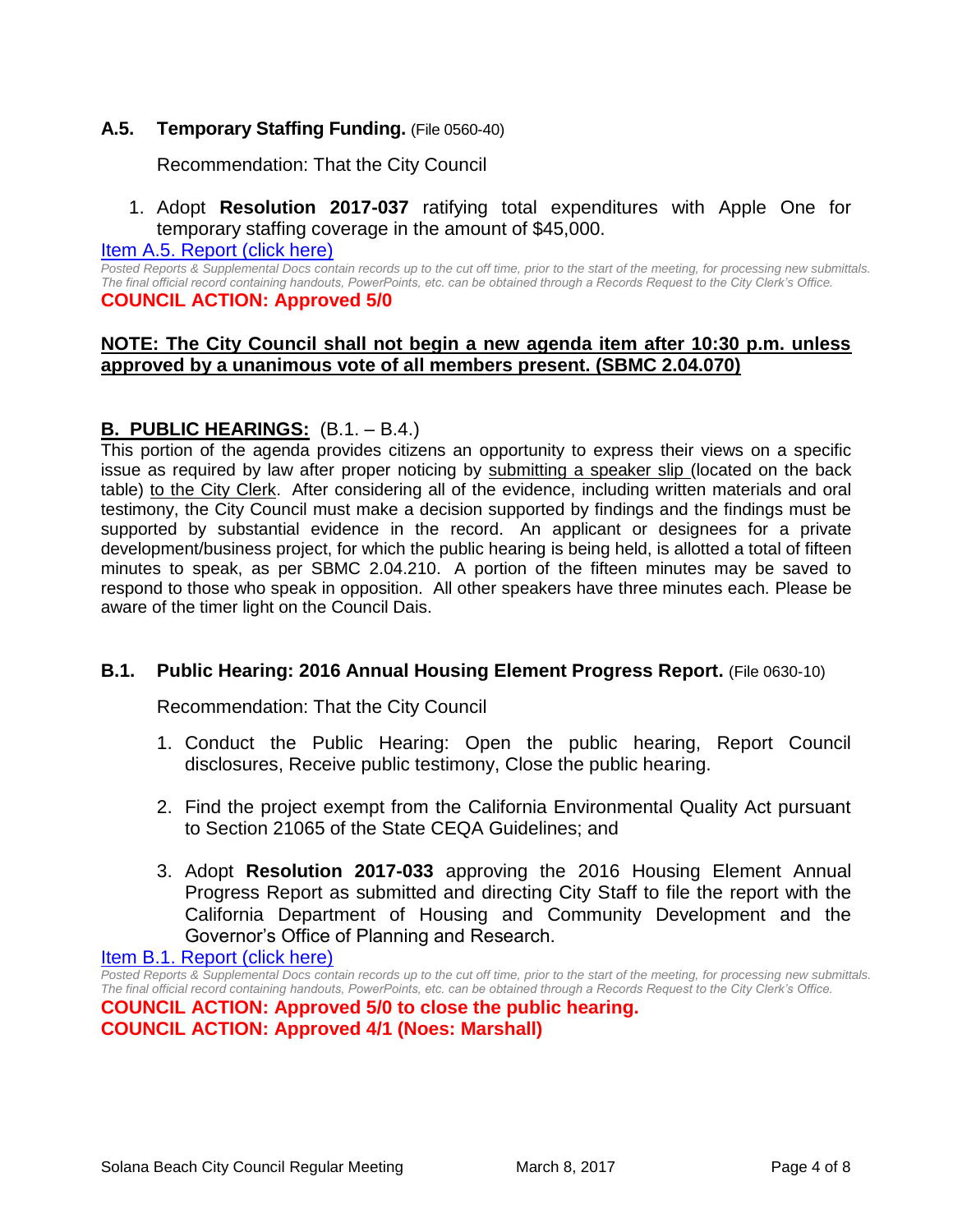### A.5. Temporary Staffing Funding. (File 0560-40)

Recommendation: That the City Council

1. Adopt **Resolution 2017-037** ratifying total expenditures with Apple One for temporary staffing coverage in the amount of $45,000.

Item A.5. Report (click here)

*Posted Reports & Supplemental Docs contain records up to the cut off time, prior to the start of the meeting, for processing new submittals. The final official record containing handouts, PowerPoints, etc. can be obtained through a Records Request to the City Clerk's Office.*

**COUNCIL ACTION: Approved 5/0**

**NOTE: The City Council shall not begin a new agenda item after 10:30 p.m. unless approved by a unanimous vote of all members present. (SBMC 2.04.070)**

## B. PUBLIC HEARINGS: (B.1. – B.4.)

This portion of the agenda provides citizens an opportunity to express their views on a specific issue as required by law after proper noticing by submitting a speaker slip (located on the back table) to the City Clerk. After considering all of the evidence, including written materials and oral testimony, the City Council must make a decision supported by findings and the findings must be supported by substantial evidence in the record. An applicant or designees for a private development/business project, for which the public hearing is being held, is allotted a total of fifteen minutes to speak, as per SBMC 2.04.210. A portion of the fifteen minutes may be saved to respond to those who speak in opposition. All other speakers have three minutes each. Please be aware of the timer light on the Council Dais.

### B.1. Public Hearing: 2016 Annual Housing Element Progress Report. (File 0630-10)

Recommendation: That the City Council

1. Conduct the Public Hearing: Open the public hearing, Report Council disclosures, Receive public testimony, Close the public hearing.

2. Find the project exempt from the California Environmental Quality Act pursuant to Section 21065 of the State CEQA Guidelines; and

3. Adopt **Resolution 2017-033** approving the 2016 Housing Element Annual Progress Report as submitted and directing City Staff to file the report with the California Department of Housing and Community Development and the Governor's Office of Planning and Research.

Item B.1. Report (click here)

*Posted Reports & Supplemental Docs contain records up to the cut off time, prior to the start of the meeting, for processing new submittals. The final official record containing handouts, PowerPoints, etc. can be obtained through a Records Request to the City Clerk's Office.*

**COUNCIL ACTION: Approved 5/0 to close the public hearing.**
**COUNCIL ACTION: Approved 4/1 (Noes: Marshall)**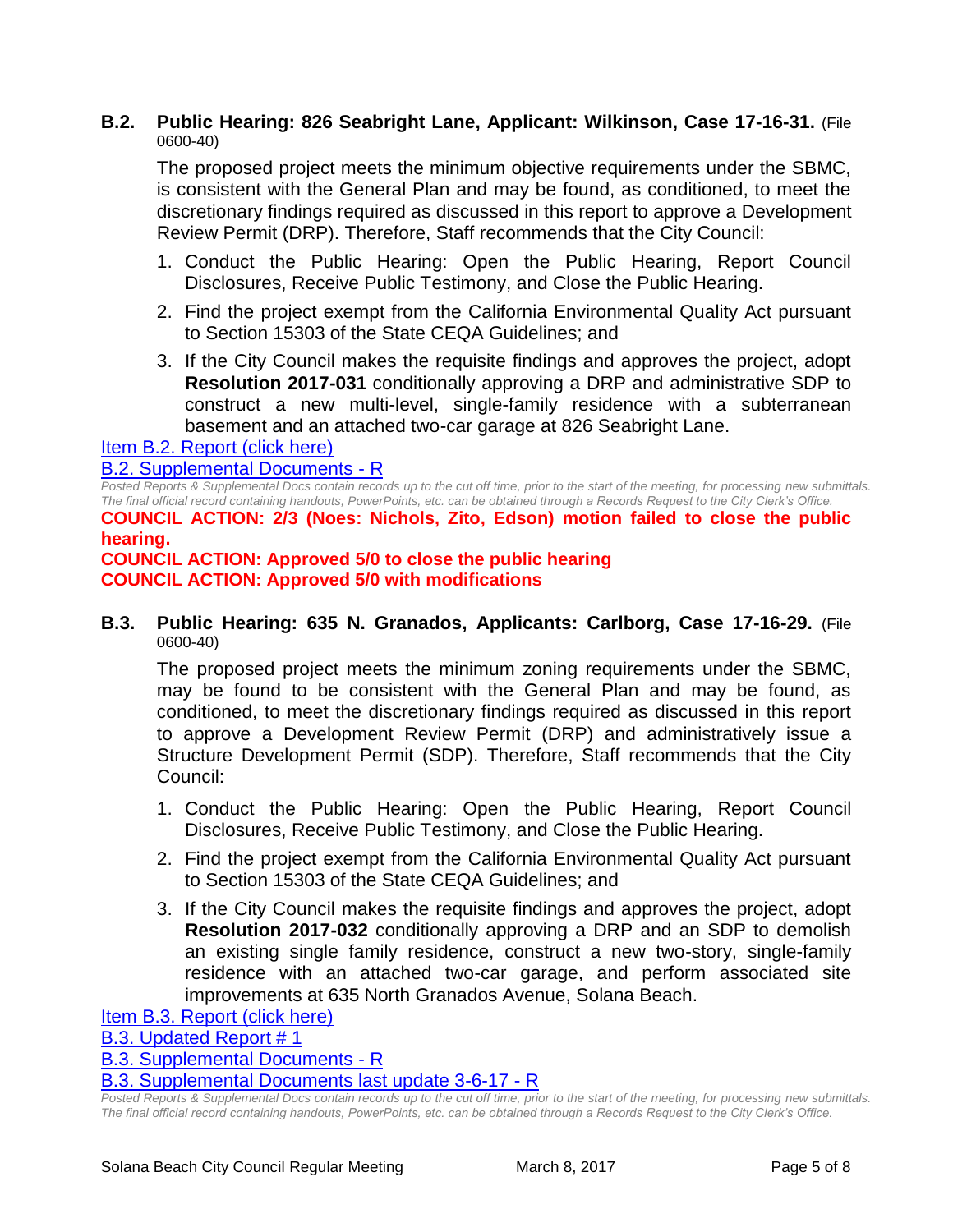**B.2. Public Hearing: 826 Seabright Lane, Applicant: Wilkinson, Case 17-16-31.** (File 0600-40)

The proposed project meets the minimum objective requirements under the SBMC, is consistent with the General Plan and may be found, as conditioned, to meet the discretionary findings required as discussed in this report to approve a Development Review Permit (DRP). Therefore, Staff recommends that the City Council:

1. Conduct the Public Hearing: Open the Public Hearing, Report Council Disclosures, Receive Public Testimony, and Close the Public Hearing.
2. Find the project exempt from the California Environmental Quality Act pursuant to Section 15303 of the State CEQA Guidelines; and
3. If the City Council makes the requisite findings and approves the project, adopt **Resolution 2017-031** conditionally approving a DRP and administrative SDP to construct a new multi-level, single-family residence with a subterranean basement and an attached two-car garage at 826 Seabright Lane.

Item B.2. Report (click here)

B.2. Supplemental Documents - R

*Posted Reports & Supplemental Docs contain records up to the cut off time, prior to the start of the meeting, for processing new submittals. The final official record containing handouts, PowerPoints, etc. can be obtained through a Records Request to the City Clerk's Office.*

**COUNCIL ACTION: 2/3 (Noes: Nichols, Zito, Edson) motion failed to close the public hearing.**

**COUNCIL ACTION: Approved 5/0 to close the public hearing**

**COUNCIL ACTION: Approved 5/0 with modifications**

**B.3. Public Hearing: 635 N. Granados, Applicants: Carlborg, Case 17-16-29.** (File 0600-40)

The proposed project meets the minimum zoning requirements under the SBMC, may be found to be consistent with the General Plan and may be found, as conditioned, to meet the discretionary findings required as discussed in this report to approve a Development Review Permit (DRP) and administratively issue a Structure Development Permit (SDP). Therefore, Staff recommends that the City Council:

1. Conduct the Public Hearing: Open the Public Hearing, Report Council Disclosures, Receive Public Testimony, and Close the Public Hearing.
2. Find the project exempt from the California Environmental Quality Act pursuant to Section 15303 of the State CEQA Guidelines; and
3. If the City Council makes the requisite findings and approves the project, adopt **Resolution 2017-032** conditionally approving a DRP and an SDP to demolish an existing single family residence, construct a new two-story, single-family residence with an attached two-car garage, and perform associated site improvements at 635 North Granados Avenue, Solana Beach.

Item B.3. Report (click here)

B.3. Updated Report # 1

B.3. Supplemental Documents - R

B.3. Supplemental Documents last update 3-6-17 - R

*Posted Reports & Supplemental Docs contain records up to the cut off time, prior to the start of the meeting, for processing new submittals. The final official record containing handouts, PowerPoints, etc. can be obtained through a Records Request to the City Clerk's Office.*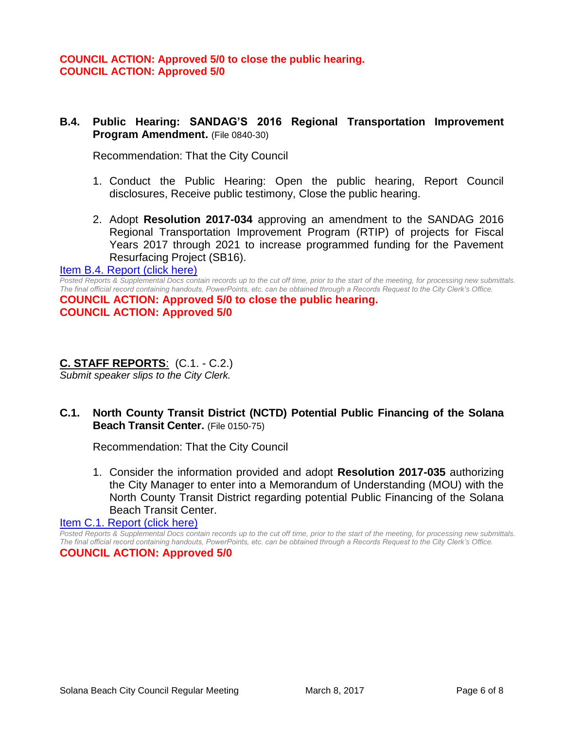**COUNCIL ACTION: Approved 5/0 to close the public hearing.**
**COUNCIL ACTION: Approved 5/0**

### B.4. Public Hearing: SANDAG'S 2016 Regional Transportation Improvement Program Amendment. (File 0840-30)

Recommendation: That the City Council

1. Conduct the Public Hearing: Open the public hearing, Report Council disclosures, Receive public testimony, Close the public hearing.
2. Adopt **Resolution 2017-034** approving an amendment to the SANDAG 2016 Regional Transportation Improvement Program (RTIP) of projects for Fiscal Years 2017 through 2021 to increase programmed funding for the Pavement Resurfacing Project (SB16).

Item B.4. Report (click here)

*Posted Reports & Supplemental Docs contain records up to the cut off time, prior to the start of the meeting, for processing new submittals. The final official record containing handouts, PowerPoints, etc. can be obtained through a Records Request to the City Clerk's Office.*

**COUNCIL ACTION: Approved 5/0 to close the public hearing.**
**COUNCIL ACTION: Approved 5/0**

## C. STAFF REPORTS: (C.1. - C.2.)

*Submit speaker slips to the City Clerk.*

### C.1. North County Transit District (NCTD) Potential Public Financing of the Solana Beach Transit Center. (File 0150-75)

Recommendation: That the City Council

1. Consider the information provided and adopt **Resolution 2017-035** authorizing the City Manager to enter into a Memorandum of Understanding (MOU) with the North County Transit District regarding potential Public Financing of the Solana Beach Transit Center.

Item C.1. Report (click here)

*Posted Reports & Supplemental Docs contain records up to the cut off time, prior to the start of the meeting, for processing new submittals. The final official record containing handouts, PowerPoints, etc. can be obtained through a Records Request to the City Clerk's Office.*

**COUNCIL ACTION: Approved 5/0**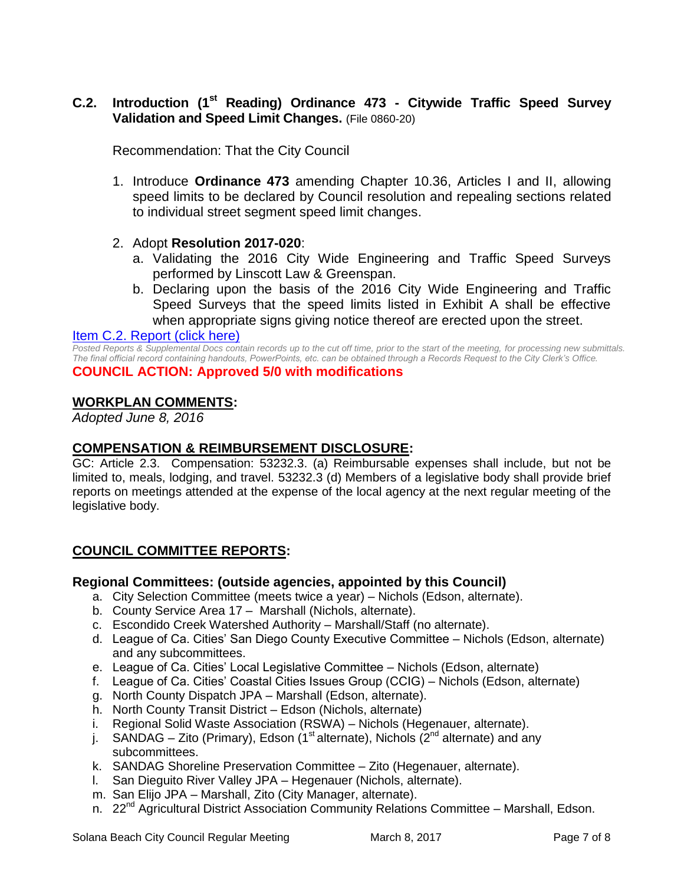**C.2. Introduction (1st Reading) Ordinance 473 - Citywide Traffic Speed Survey Validation and Speed Limit Changes.** (File 0860-20)

Recommendation: That the City Council

1. Introduce **Ordinance 473** amending Chapter 10.36, Articles I and II, allowing speed limits to be declared by Council resolution and repealing sections related to individual street segment speed limit changes.

2. Adopt **Resolution 2017-020**:
   a. Validating the 2016 City Wide Engineering and Traffic Speed Surveys performed by Linscott Law & Greenspan.
   b. Declaring upon the basis of the 2016 City Wide Engineering and Traffic Speed Surveys that the speed limits listed in Exhibit A shall be effective when appropriate signs giving notice thereof are erected upon the street.

Item C.2. Report (click here)

*Posted Reports & Supplemental Docs contain records up to the cut off time, prior to the start of the meeting, for processing new submittals. The final official record containing handouts, PowerPoints, etc. can be obtained through a Records Request to the City Clerk's Office.*

**COUNCIL ACTION: Approved 5/0 with modifications**

## WORKPLAN COMMENTS:

*Adopted June 8, 2016*

## COMPENSATION & REIMBURSEMENT DISCLOSURE:

GC: Article 2.3. Compensation: 53232.3. (a) Reimbursable expenses shall include, but not be limited to, meals, lodging, and travel. 53232.3 (d) Members of a legislative body shall provide brief reports on meetings attended at the expense of the local agency at the next regular meeting of the legislative body.

## COUNCIL COMMITTEE REPORTS:

### Regional Committees: (outside agencies, appointed by this Council)

a. City Selection Committee (meets twice a year) – Nichols (Edson, alternate).
b. County Service Area 17 – Marshall (Nichols, alternate).
c. Escondido Creek Watershed Authority – Marshall/Staff (no alternate).
d. League of Ca. Cities' San Diego County Executive Committee – Nichols (Edson, alternate) and any subcommittees.
e. League of Ca. Cities' Local Legislative Committee – Nichols (Edson, alternate)
f. League of Ca. Cities' Coastal Cities Issues Group (CCIG) – Nichols (Edson, alternate)
g. North County Dispatch JPA – Marshall (Edson, alternate).
h. North County Transit District – Edson (Nichols, alternate)
i. Regional Solid Waste Association (RSWA) – Nichols (Hegenauer, alternate).
j. SANDAG – Zito (Primary), Edson (1st alternate), Nichols (2nd alternate) and any subcommittees.
k. SANDAG Shoreline Preservation Committee – Zito (Hegenauer, alternate).
l. San Dieguito River Valley JPA – Hegenauer (Nichols, alternate).
m. San Elijo JPA – Marshall, Zito (City Manager, alternate).
n. 22nd Agricultural District Association Community Relations Committee – Marshall, Edson.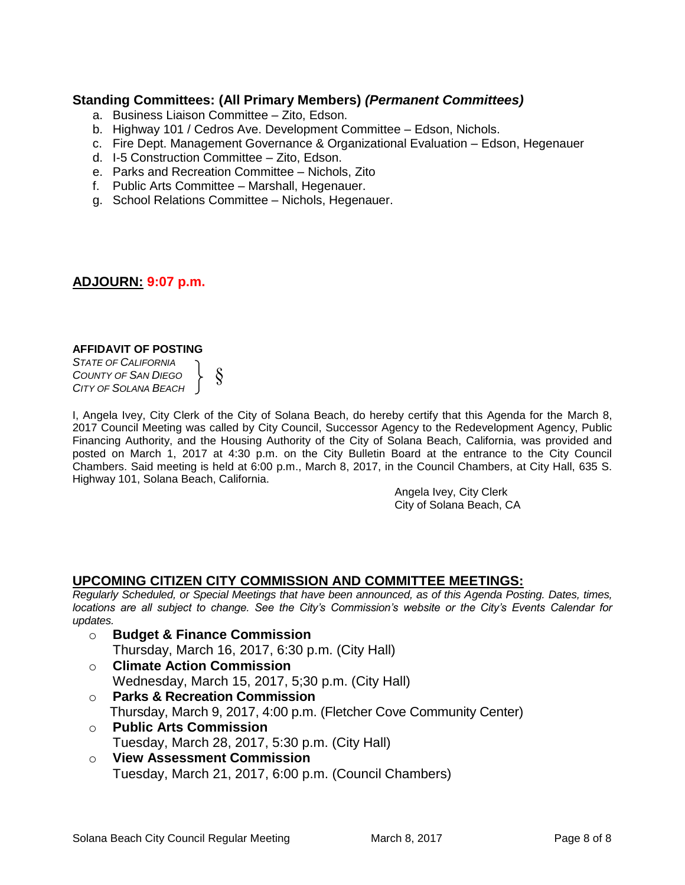### Standing Committees: (All Primary Members) *(Permanent Committees)*

a. Business Liaison Committee – Zito, Edson.
b. Highway 101 / Cedros Ave. Development Committee – Edson, Nichols.
c. Fire Dept. Management Governance & Organizational Evaluation – Edson, Hegenauer
d. I-5 Construction Committee – Zito, Edson.
e. Parks and Recreation Committee – Nichols, Zito
f. Public Arts Committee – Marshall, Hegenauer.
g. School Relations Committee – Nichols, Hegenauer.

## ADJOURN: 9:07 p.m.

**AFFIDAVIT OF POSTING**

*STATE OF CALIFORNIA*
*COUNTY OF SAN DIEGO* } §
*CITY OF SOLANA BEACH*

I, Angela Ivey, City Clerk of the City of Solana Beach, do hereby certify that this Agenda for the March 8, 2017 Council Meeting was called by City Council, Successor Agency to the Redevelopment Agency, Public Financing Authority, and the Housing Authority of the City of Solana Beach, California, was provided and posted on March 1, 2017 at 4:30 p.m. on the City Bulletin Board at the entrance to the City Council Chambers. Said meeting is held at 6:00 p.m., March 8, 2017, in the Council Chambers, at City Hall, 635 S. Highway 101, Solana Beach, California.

Angela Ivey, City Clerk
City of Solana Beach, CA

## UPCOMING CITIZEN CITY COMMISSION AND COMMITTEE MEETINGS:

*Regularly Scheduled, or Special Meetings that have been announced, as of this Agenda Posting. Dates, times, locations are all subject to change. See the City's Commission's website or the City's Events Calendar for updates.*

- **Budget & Finance Commission**
  Thursday, March 16, 2017, 6:30 p.m. (City Hall)
- **Climate Action Commission**
  Wednesday, March 15, 2017, 5;30 p.m. (City Hall)
- **Parks & Recreation Commission**
  Thursday, March 9, 2017, 4:00 p.m. (Fletcher Cove Community Center)
- **Public Arts Commission**
  Tuesday, March 28, 2017, 5:30 p.m. (City Hall)
- **View Assessment Commission**
  Tuesday, March 21, 2017, 6:00 p.m. (Council Chambers)